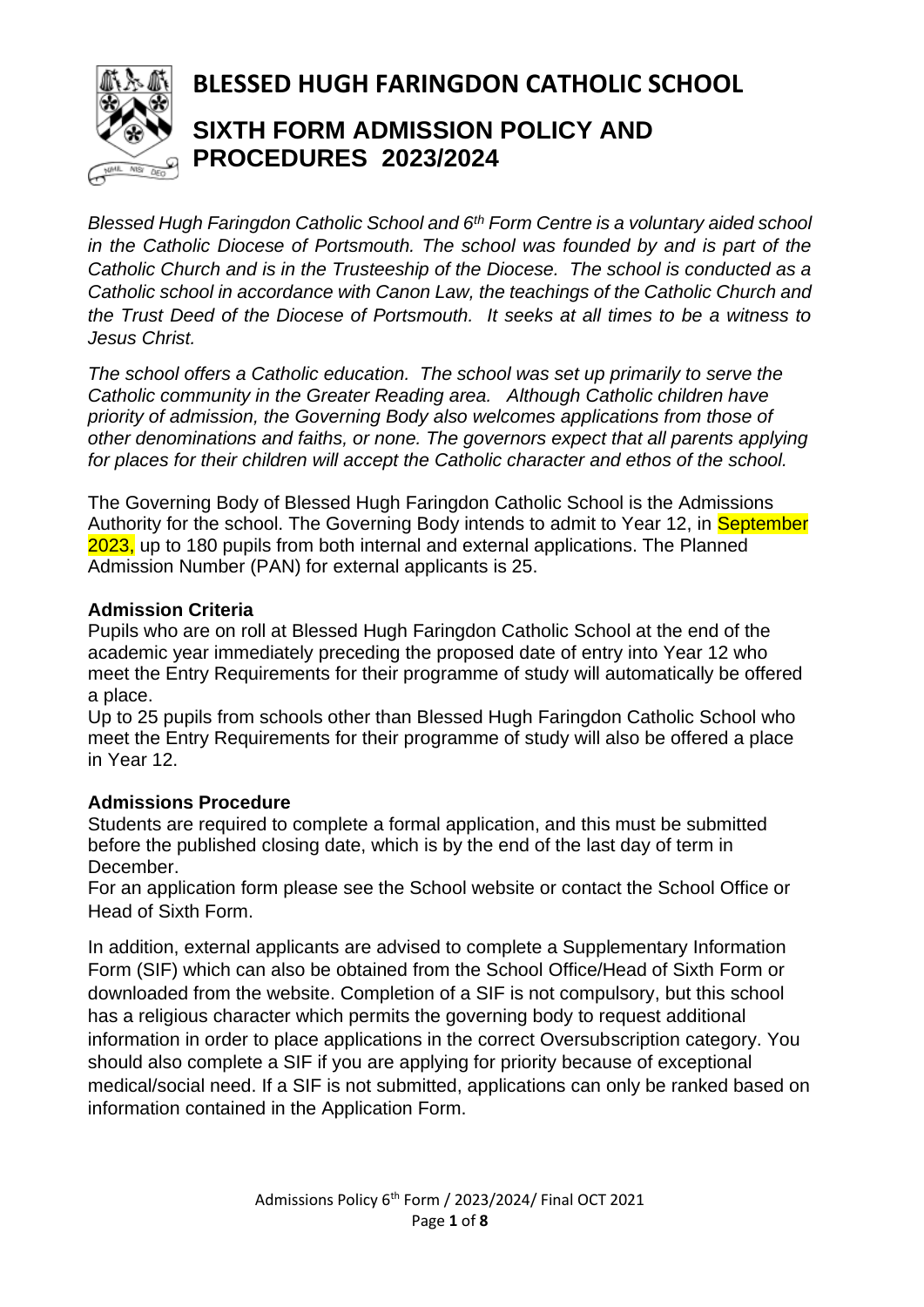# BLESSED HUGH FARINGDON CATHOLIC SCHOOL

## SIXTH FORM ADMISSION POLICY AND PROCEDURES 2023/2024

*Blessed Hugh Faringdon Catholic School and 6th Form Centre is a voluntary aided school in the Catholic Diocese of Portsmouth. The school was founded by and is part of the Catholic Church and is in the Trusteeship of the Diocese. The school is conducted as a Catholic school in accordance with Canon Law, the teachings of the Catholic Church and the Trust Deed of the Diocese of Portsmouth. It seeks at all times to be a witness to Jesus Christ.*

*The school offers a Catholic education. The school was set up primarily to serve the Catholic community in the Greater Reading area. Although Catholic children have priority of admission, the Governing Body also welcomes applications from those of other denominations and faiths, or none. The governors expect that all parents applying for places for their children will accept the Catholic character and ethos of the school.*

The Governing Body of Blessed Hugh Faringdon Catholic School is the Admissions Authority for the school. The Governing Body intends to admit to Year 12, in September 2023, up to 180 pupils from both internal and external applications. The Planned Admission Number (PAN) for external applicants is 25.

**Admission Criteria**

Pupils who are on roll at Blessed Hugh Faringdon Catholic School at the end of the academic year immediately preceding the proposed date of entry into Year 12 who meet the Entry Requirements for their programme of study will automatically be offered a place.

Up to 25 pupils from schools other than Blessed Hugh Faringdon Catholic School who meet the Entry Requirements for their programme of study will also be offered a place in Year 12.

**Admissions Procedure**

Students are required to complete a formal application, and this must be submitted before the published closing date, which is by the end of the last day of term in December.

For an application form please see the School website or contact the School Office or Head of Sixth Form.

In addition, external applicants are advised to complete a Supplementary Information Form (SIF) which can also be obtained from the School Office/Head of Sixth Form or downloaded from the website. Completion of a SIF is not compulsory, but this school has a religious character which permits the governing body to request additional information in order to place applications in the correct Oversubscription category. You should also complete a SIF if you are applying for priority because of exceptional medical/social need. If a SIF is not submitted, applications can only be ranked based on information contained in the Application Form.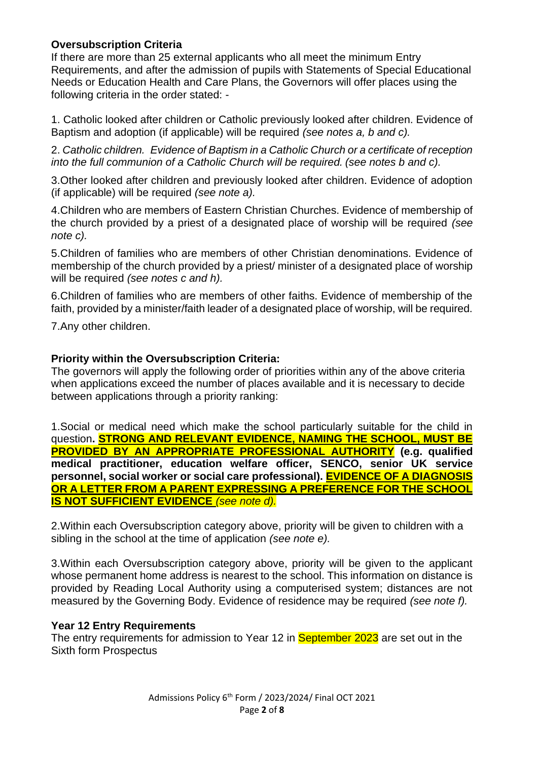## Oversubscription Criteria

If there are more than 25 external applicants who all meet the minimum Entry Requirements, and after the admission of pupils with Statements of Special Educational Needs or Education Health and Care Plans, the Governors will offer places using the following criteria in the order stated: -

1. Catholic looked after children or Catholic previously looked after children. Evidence of Baptism and adoption (if applicable) will be required *(see notes a, b and c).*

2. *Catholic children. Evidence of Baptism in a Catholic Church or a certificate of reception into the full communion of a Catholic Church will be required. (see notes b and c).*

3. Other looked after children and previously looked after children. Evidence of adoption (if applicable) will be required *(see note a).*

4. Children who are members of Eastern Christian Churches. Evidence of membership of the church provided by a priest of a designated place of worship will be required *(see note c).*

5. Children of families who are members of other Christian denominations. Evidence of membership of the church provided by a priest/ minister of a designated place of worship will be required *(see notes c and h).*

6. Children of families who are members of other faiths. Evidence of membership of the faith, provided by a minister/faith leader of a designated place of worship, will be required.

7. Any other children.

## Priority within the Oversubscription Criteria:

The governors will apply the following order of priorities within any of the above criteria when applications exceed the number of places available and it is necessary to decide between applications through a priority ranking:

1. Social or medical need which make the school particularly suitable for the child in question**. STRONG AND RELEVANT EVIDENCE, NAMING THE SCHOOL, MUST BE PROVIDED BY AN APPROPRIATE PROFESSIONAL AUTHORITY (e.g. qualified medical practitioner, education welfare officer, SENCO, senior UK service personnel, social worker or social care professional). EVIDENCE OF A DIAGNOSIS OR A LETTER FROM A PARENT EXPRESSING A PREFERENCE FOR THE SCHOOL IS NOT SUFFICIENT EVIDENCE** *(see note d).*

2. Within each Oversubscription category above, priority will be given to children with a sibling in the school at the time of application *(see note e).*

3. Within each Oversubscription category above, priority will be given to the applicant whose permanent home address is nearest to the school. This information on distance is provided by Reading Local Authority using a computerised system; distances are not measured by the Governing Body. Evidence of residence may be required *(see note f).*

## Year 12 Entry Requirements

The entry requirements for admission to Year 12 in September 2023 are set out in the Sixth form Prospectus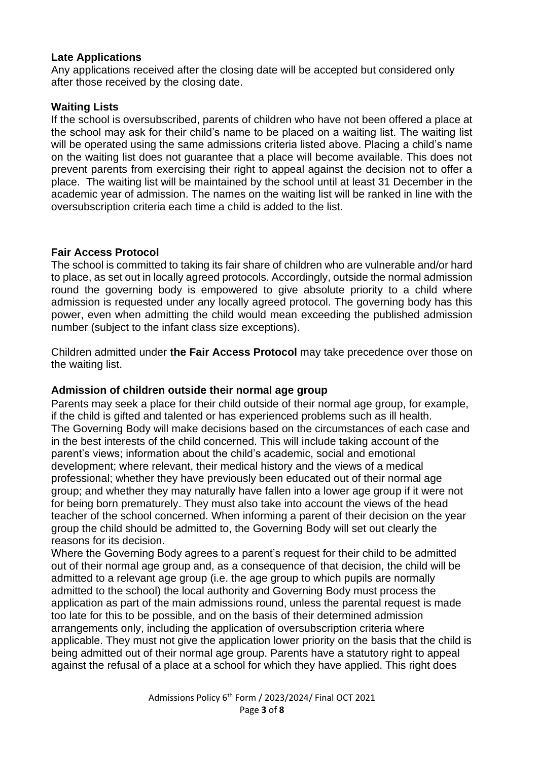### Late Applications

Any applications received after the closing date will be accepted but considered only after those received by the closing date.

### Waiting Lists

If the school is oversubscribed, parents of children who have not been offered a place at the school may ask for their child's name to be placed on a waiting list. The waiting list will be operated using the same admissions criteria listed above. Placing a child's name on the waiting list does not guarantee that a place will become available. This does not prevent parents from exercising their right to appeal against the decision not to offer a place. The waiting list will be maintained by the school until at least 31 December in the academic year of admission. The names on the waiting list will be ranked in line with the oversubscription criteria each time a child is added to the list.

### Fair Access Protocol

The school is committed to taking its fair share of children who are vulnerable and/or hard to place, as set out in locally agreed protocols. Accordingly, outside the normal admission round the governing body is empowered to give absolute priority to a child where admission is requested under any locally agreed protocol. The governing body has this power, even when admitting the child would mean exceeding the published admission number (subject to the infant class size exceptions).

Children admitted under **the Fair Access Protocol** may take precedence over those on the waiting list.

### Admission of children outside their normal age group

Parents may seek a place for their child outside of their normal age group, for example, if the child is gifted and talented or has experienced problems such as ill health. The Governing Body will make decisions based on the circumstances of each case and in the best interests of the child concerned. This will include taking account of the parent's views; information about the child's academic, social and emotional development; where relevant, their medical history and the views of a medical professional; whether they have previously been educated out of their normal age group; and whether they may naturally have fallen into a lower age group if it were not for being born prematurely. They must also take into account the views of the head teacher of the school concerned. When informing a parent of their decision on the year group the child should be admitted to, the Governing Body will set out clearly the reasons for its decision.

Where the Governing Body agrees to a parent's request for their child to be admitted out of their normal age group and, as a consequence of that decision, the child will be admitted to a relevant age group (i.e. the age group to which pupils are normally admitted to the school) the local authority and Governing Body must process the application as part of the main admissions round, unless the parental request is made too late for this to be possible, and on the basis of their determined admission arrangements only, including the application of oversubscription criteria where applicable. They must not give the application lower priority on the basis that the child is being admitted out of their normal age group. Parents have a statutory right to appeal against the refusal of a place at a school for which they have applied. This right does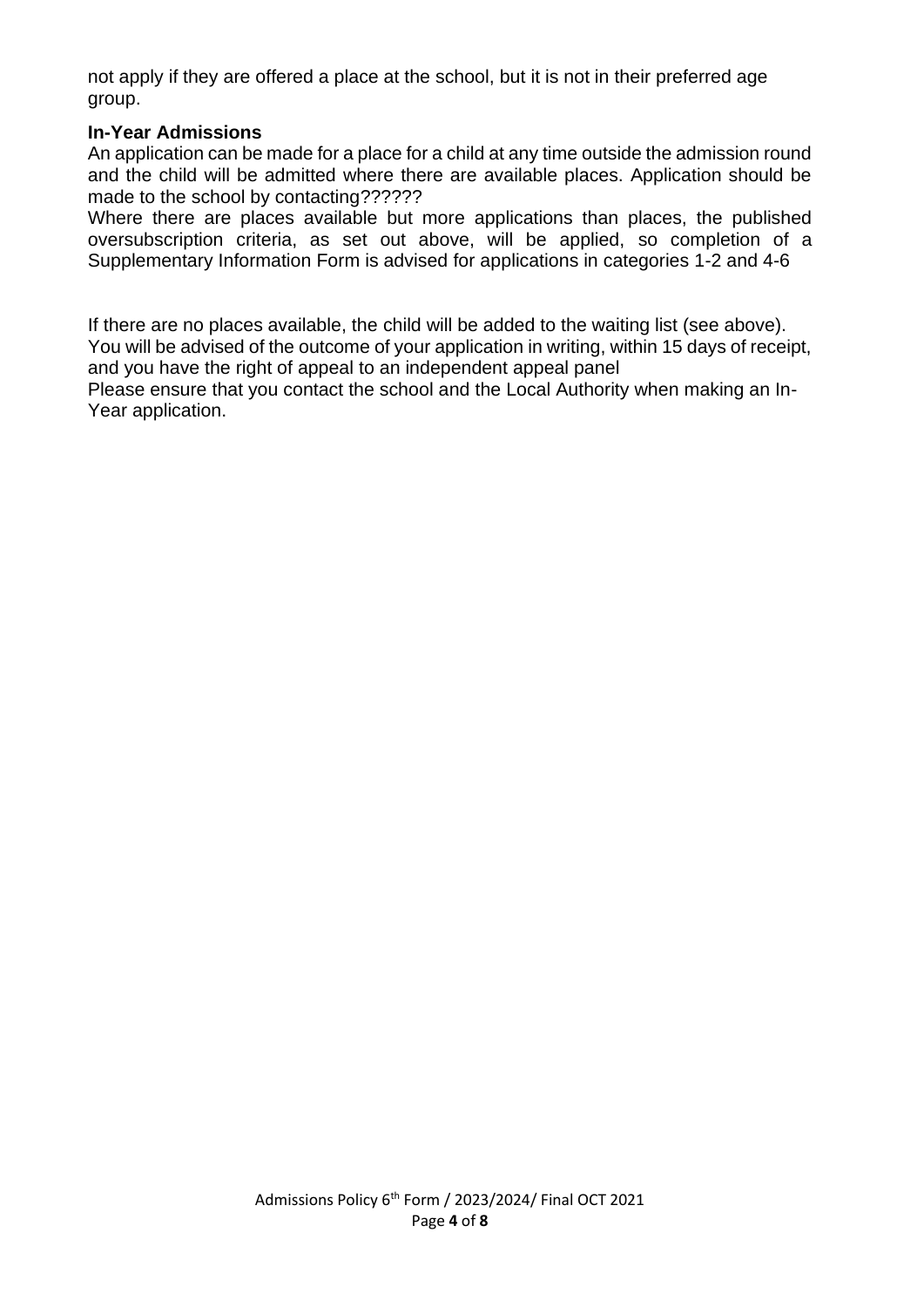not apply if they are offered a place at the school, but it is not in their preferred age group.

**In-Year Admissions**

An application can be made for a place for a child at any time outside the admission round and the child will be admitted where there are available places. Application should be made to the school by contacting??????

Where there are places available but more applications than places, the published oversubscription criteria, as set out above, will be applied, so completion of a Supplementary Information Form is advised for applications in categories 1-2 and 4-6

If there are no places available, the child will be added to the waiting list (see above). You will be advised of the outcome of your application in writing, within 15 days of receipt, and you have the right of appeal to an independent appeal panel

Please ensure that you contact the school and the Local Authority when making an In-Year application.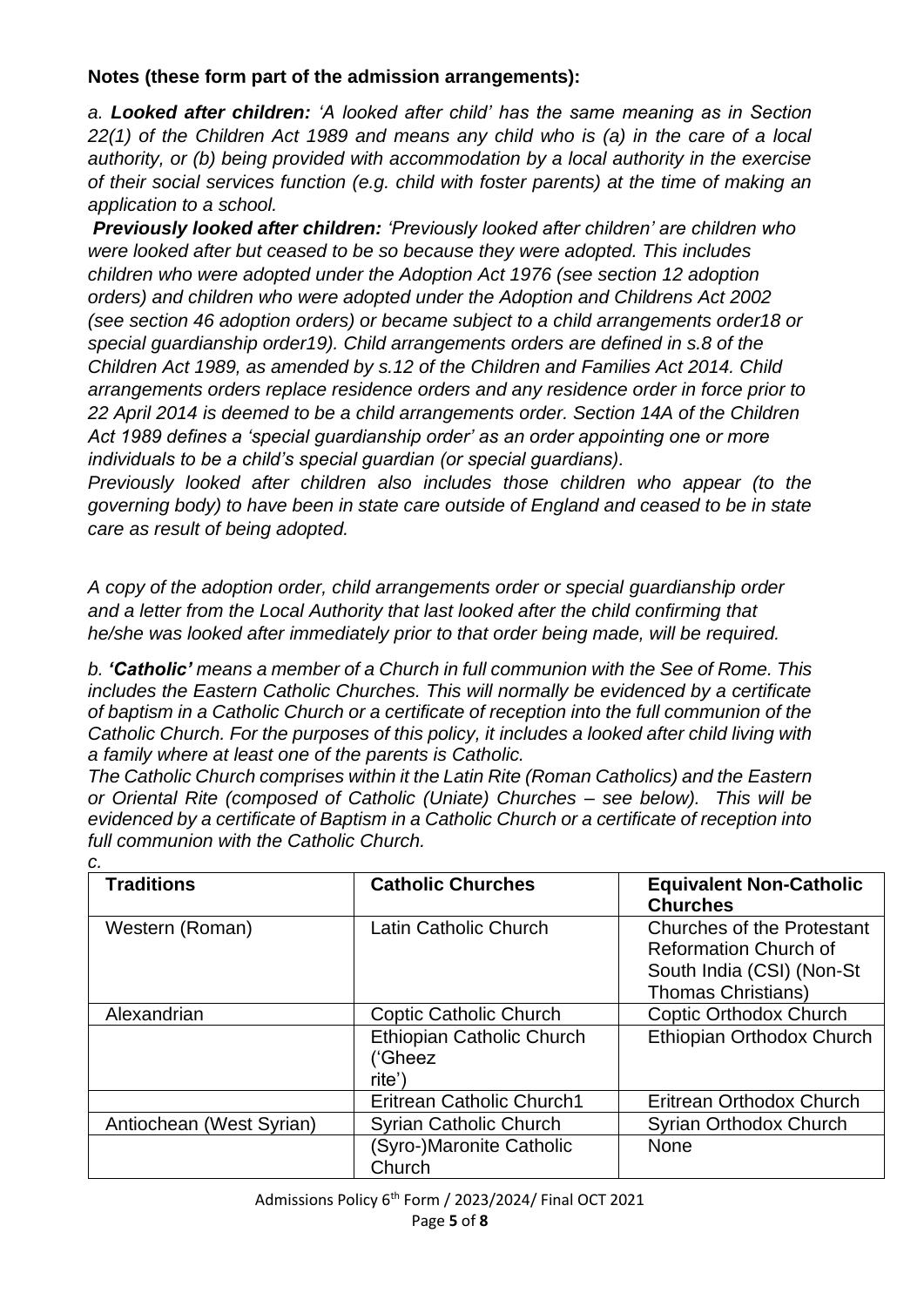**Notes (these form part of the admission arrangements):**

*a. **Looked after children:** 'A looked after child' has the same meaning as in Section 22(1) of the Children Act 1989 and means any child who is (a) in the care of a local authority, or (b) being provided with accommodation by a local authority in the exercise of their social services function (e.g. child with foster parents) at the time of making an application to a school.*

***Previously looked after children:** 'Previously looked after children' are children who were looked after but ceased to be so because they were adopted. This includes children who were adopted under the Adoption Act 1976 (see section 12 adoption orders) and children who were adopted under the Adoption and Childrens Act 2002 (see section 46 adoption orders) or became subject to a child arrangements order18 or special guardianship order19). Child arrangements orders are defined in s.8 of the Children Act 1989, as amended by s.12 of the Children and Families Act 2014. Child arrangements orders replace residence orders and any residence order in force prior to 22 April 2014 is deemed to be a child arrangements order. Section 14A of the Children Act 1989 defines a 'special guardianship order' as an order appointing one or more individuals to be a child's special guardian (or special guardians).*

*Previously looked after children also includes those children who appear (to the governing body) to have been in state care outside of England and ceased to be in state care as result of being adopted.*

*A copy of the adoption order, child arrangements order or special guardianship order and a letter from the Local Authority that last looked after the child confirming that he/she was looked after immediately prior to that order being made, will be required.*

*b. **'Catholic'** means a member of a Church in full communion with the See of Rome. This includes the Eastern Catholic Churches. This will normally be evidenced by a certificate of baptism in a Catholic Church or a certificate of reception into the full communion of the Catholic Church. For the purposes of this policy, it includes a looked after child living with a family where at least one of the parents is Catholic.*

*The Catholic Church comprises within it the Latin Rite (Roman Catholics) and the Eastern or Oriental Rite (composed of Catholic (Uniate) Churches – see below). This will be evidenced by a certificate of Baptism in a Catholic Church or a certificate of reception into full communion with the Catholic Church.*

*c.*

| **Traditions** | **Catholic Churches** | **Equivalent Non-Catholic Churches** |
|---|---|---|
| Western (Roman) | Latin Catholic Church | Churches of the Protestant Reformation Church of South India (CSI) (Non-St Thomas Christians) |
| Alexandrian | Coptic Catholic Church | Coptic Orthodox Church |
| | Ethiopian Catholic Church ('Gheez rite') | Ethiopian Orthodox Church |
| | Eritrean Catholic Church1 | Eritrean Orthodox Church |
| Antiochean (West Syrian) | Syrian Catholic Church | Syrian Orthodox Church |
| | (Syro-)Maronite Catholic Church | None |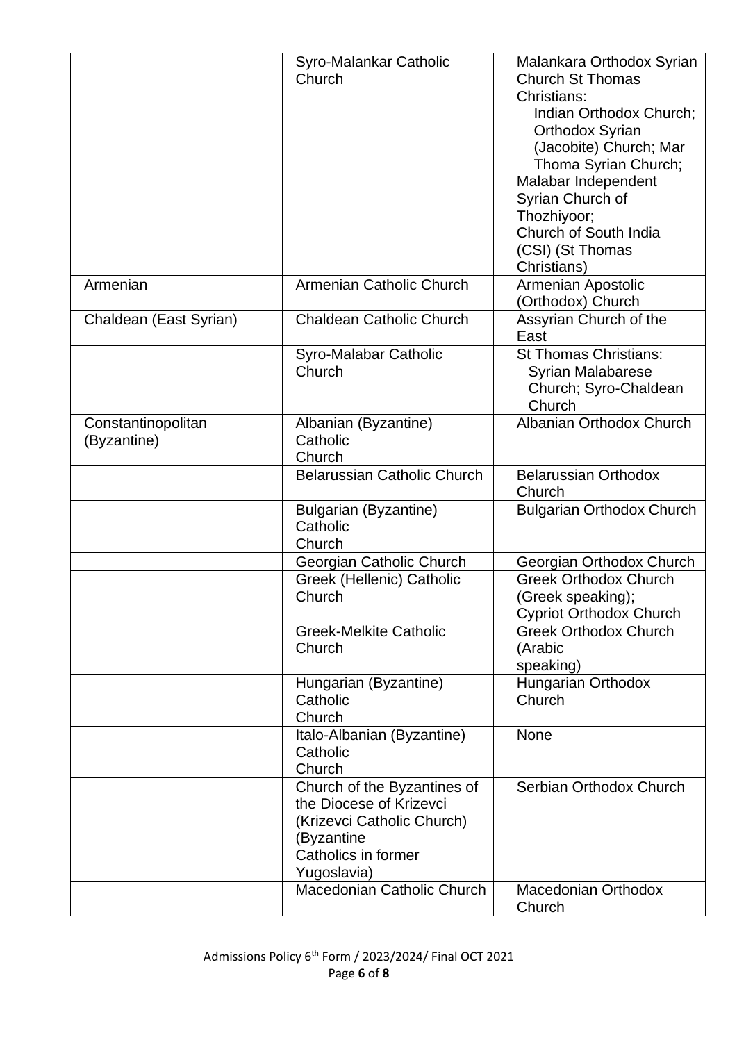| | | |
|---|---|---|
| | Syro-Malankar Catholic Church | Malankara Orthodox Syrian Church St Thomas Christians: Indian Orthodox Church; Orthodox Syrian (Jacobite) Church; Mar Thoma Syrian Church; Malabar Independent Syrian Church of Thozhiyoor; Church of South India (CSI) (St Thomas Christians) |
| Armenian | Armenian Catholic Church | Armenian Apostolic (Orthodox) Church |
| Chaldean (East Syrian) | Chaldean Catholic Church | Assyrian Church of the East |
| | Syro-Malabar Catholic Church | St Thomas Christians: Syrian Malabarese Church; Syro-Chaldean Church |
| Constantinopolitan (Byzantine) | Albanian (Byzantine) Catholic Church | Albanian Orthodox Church |
| | Belarussian Catholic Church | Belarussian Orthodox Church |
| | Bulgarian (Byzantine) Catholic Church | Bulgarian Orthodox Church |
| | Georgian Catholic Church | Georgian Orthodox Church |
| | Greek (Hellenic) Catholic Church | Greek Orthodox Church (Greek speaking); Cypriot Orthodox Church |
| | Greek-Melkite Catholic Church | Greek Orthodox Church (Arabic speaking) |
| | Hungarian (Byzantine) Catholic Church | Hungarian Orthodox Church |
| | Italo-Albanian (Byzantine) Catholic Church | None |
| | Church of the Byzantines of the Diocese of Krizevci (Krizevci Catholic Church) (Byzantine Catholics in former Yugoslavia) | Serbian Orthodox Church |
| | Macedonian Catholic Church | Macedonian Orthodox Church |

Admissions Policy 6th Form / 2023/2024/ Final OCT 2021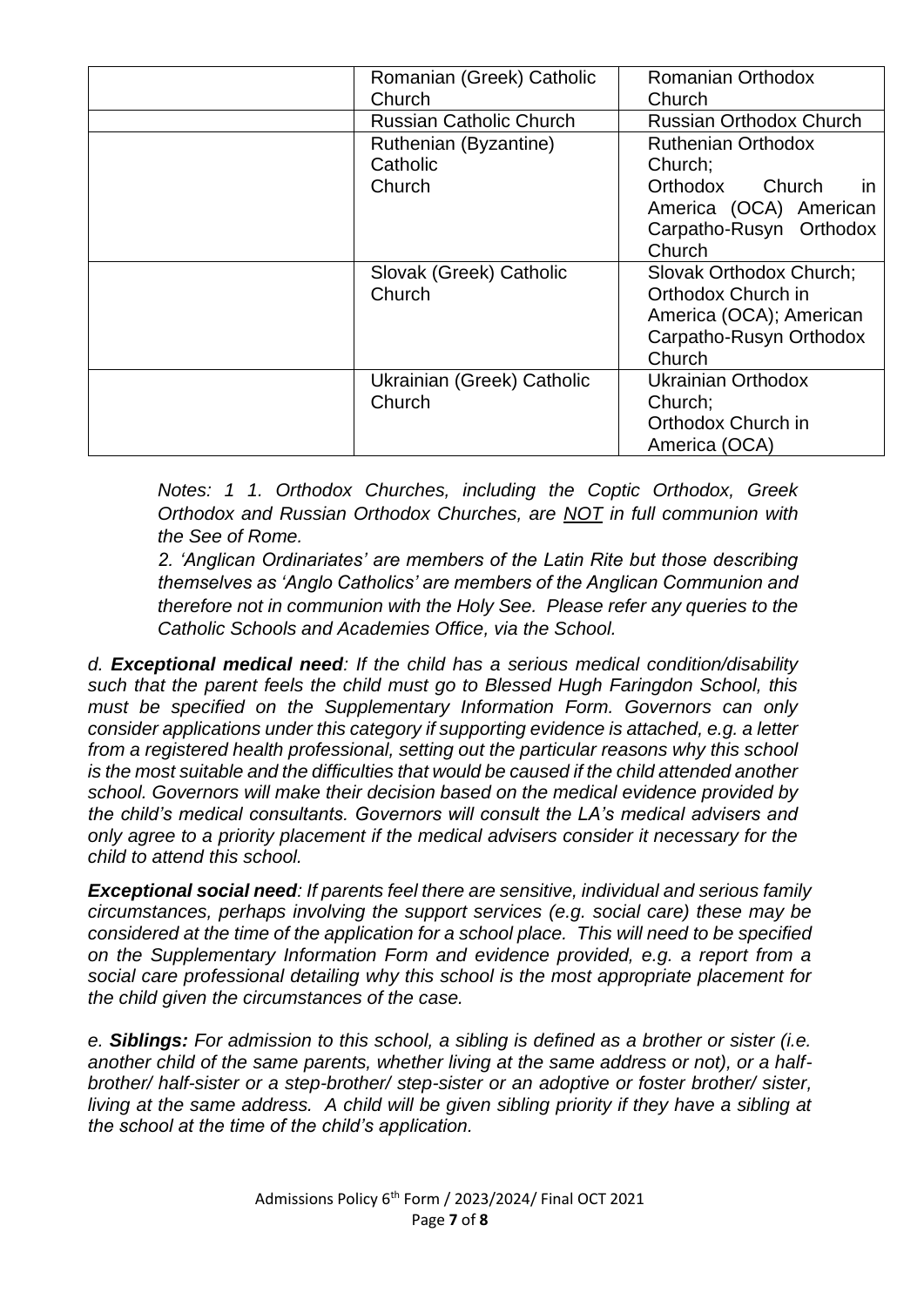| | | |
|---|---|---|
| | Romanian (Greek) Catholic Church | Romanian Orthodox Church |
| | Russian Catholic Church | Russian Orthodox Church |
| | Ruthenian (Byzantine) Catholic Church | Ruthenian Orthodox Church; Orthodox Church in America (OCA) American Carpatho-Rusyn Orthodox Church |
| | Slovak (Greek) Catholic Church | Slovak Orthodox Church; Orthodox Church in America (OCA); American Carpatho-Rusyn Orthodox Church |
| | Ukrainian (Greek) Catholic Church | Ukrainian Orthodox Church; Orthodox Church in America (OCA) |

*Notes: 1 1. Orthodox Churches, including the Coptic Orthodox, Greek Orthodox and Russian Orthodox Churches, are NOT in full communion with the See of Rome.*

*2. 'Anglican Ordinariates' are members of the Latin Rite but those describing themselves as 'Anglo Catholics' are members of the Anglican Communion and therefore not in communion with the Holy See. Please refer any queries to the Catholic Schools and Academies Office, via the School.*

*d. **Exceptional medical need**: If the child has a serious medical condition/disability such that the parent feels the child must go to Blessed Hugh Faringdon School, this must be specified on the Supplementary Information Form. Governors can only consider applications under this category if supporting evidence is attached, e.g. a letter from a registered health professional, setting out the particular reasons why this school is the most suitable and the difficulties that would be caused if the child attended another school. Governors will make their decision based on the medical evidence provided by the child's medical consultants. Governors will consult the LA's medical advisers and only agree to a priority placement if the medical advisers consider it necessary for the child to attend this school.*

***Exceptional social need**: If parents feel there are sensitive, individual and serious family circumstances, perhaps involving the support services (e.g. social care) these may be considered at the time of the application for a school place. This will need to be specified on the Supplementary Information Form and evidence provided, e.g. a report from a social care professional detailing why this school is the most appropriate placement for the child given the circumstances of the case.*

*e. **Siblings:** For admission to this school, a sibling is defined as a brother or sister (i.e. another child of the same parents, whether living at the same address or not), or a half-brother/ half-sister or a step-brother/ step-sister or an adoptive or foster brother/ sister, living at the same address. A child will be given sibling priority if they have a sibling at the school at the time of the child's application.*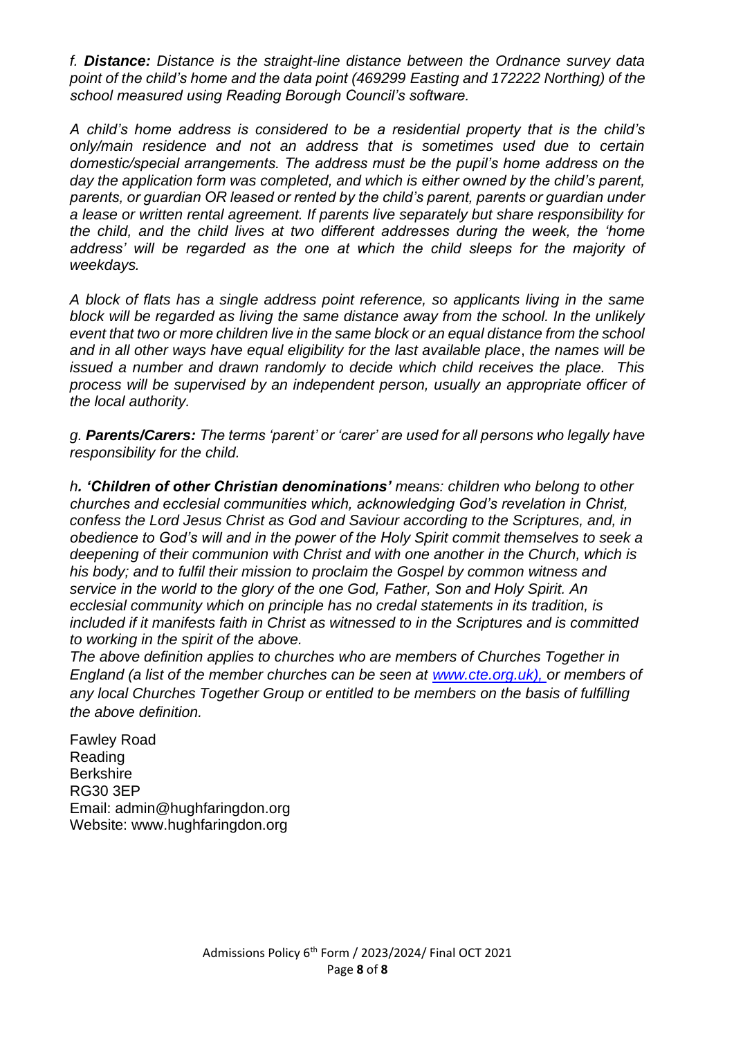*f. **Distance:** Distance is the straight-line distance between the Ordnance survey data point of the child's home and the data point (469299 Easting and 172222 Northing) of the school measured using Reading Borough Council's software.*

*A child's home address is considered to be a residential property that is the child's only/main residence and not an address that is sometimes used due to certain domestic/special arrangements. The address must be the pupil's home address on the day the application form was completed, and which is either owned by the child's parent, parents, or guardian OR leased or rented by the child's parent, parents or guardian under a lease or written rental agreement. If parents live separately but share responsibility for the child, and the child lives at two different addresses during the week, the 'home address' will be regarded as the one at which the child sleeps for the majority of weekdays.*

*A block of flats has a single address point reference, so applicants living in the same block will be regarded as living the same distance away from the school. In the unlikely event that two or more children live in the same block or an equal distance from the school and in all other ways have equal eligibility for the last available place, the names will be issued a number and drawn randomly to decide which child receives the place. This process will be supervised by an independent person, usually an appropriate officer of the local authority.*

*g. **Parents/Carers:** The terms 'parent' or 'carer' are used for all persons who legally have responsibility for the child.*

*h**. 'Children of other Christian denominations'** means: children who belong to other churches and ecclesial communities which, acknowledging God's revelation in Christ, confess the Lord Jesus Christ as God and Saviour according to the Scriptures, and, in obedience to God's will and in the power of the Holy Spirit commit themselves to seek a deepening of their communion with Christ and with one another in the Church, which is his body; and to fulfil their mission to proclaim the Gospel by common witness and service in the world to the glory of the one God, Father, Son and Holy Spirit. An ecclesial community which on principle has no credal statements in its tradition, is included if it manifests faith in Christ as witnessed to in the Scriptures and is committed to working in the spirit of the above.*
*The above definition applies to churches who are members of Churches Together in England (a list of the member churches can be seen at www.cte.org.uk), or members of any local Churches Together Group or entitled to be members on the basis of fulfilling the above definition.*

Fawley Road
Reading
Berkshire
RG30 3EP
Email: admin@hughfaringdon.org
Website: www.hughfaringdon.org